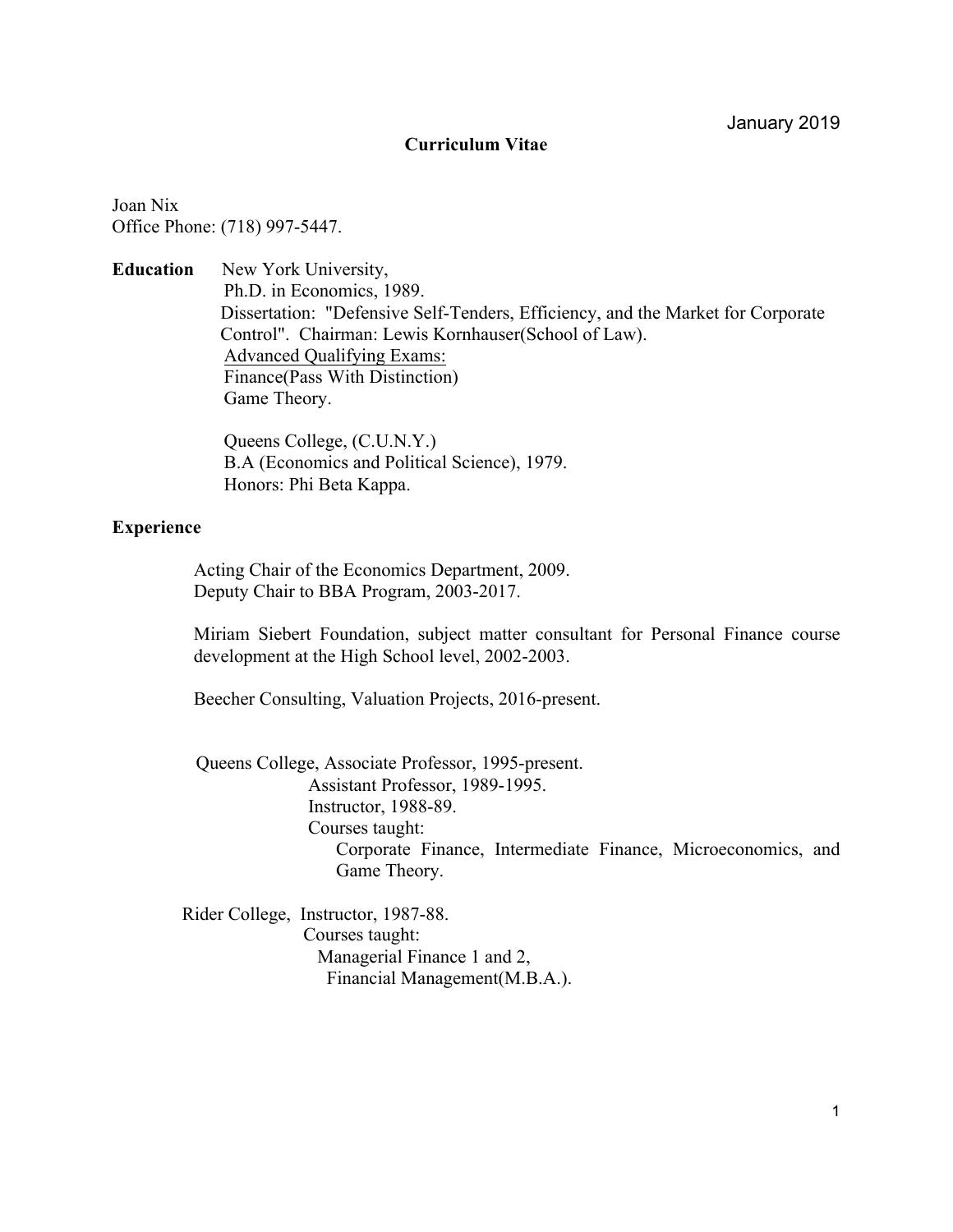January 2019

# Curriculum Vitae

Joan Nix
Office Phone: (718) 997-5447.

**Education**

New York University,
Ph.D. in Economics, 1989.
Dissertation: "Defensive Self-Tenders, Efficiency, and the Market for Corporate Control". Chairman: Lewis Kornhauser(School of Law).
Advanced Qualifying Exams:
Finance(Pass With Distinction)
Game Theory.

Queens College, (C.U.N.Y.)
B.A (Economics and Political Science), 1979.
Honors: Phi Beta Kappa.

**Experience**

Acting Chair of the Economics Department, 2009.
Deputy Chair to BBA Program, 2003-2017.

Miriam Siebert Foundation, subject matter consultant for Personal Finance course development at the High School level, 2002-2003.

Beecher Consulting, Valuation Projects, 2016-present.

Queens College, Associate Professor, 1995-present.
Assistant Professor, 1989-1995.
Instructor, 1988-89.
Courses taught:
Corporate Finance, Intermediate Finance, Microeconomics, and Game Theory.

Rider College, Instructor, 1987-88.
Courses taught:
Managerial Finance 1 and 2,
Financial Management(M.B.A.).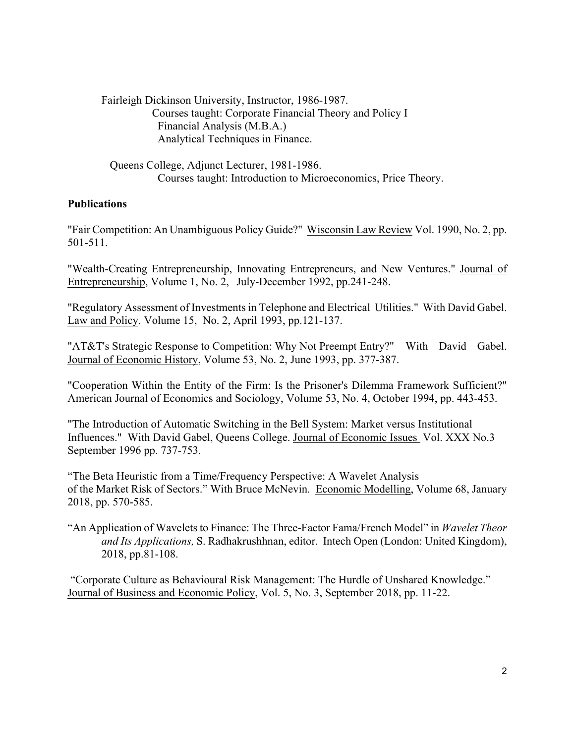Fairleigh Dickinson University, Instructor, 1986-1987.
Courses taught: Corporate Financial Theory and Policy I
Financial Analysis (M.B.A.)
Analytical Techniques in Finance.

Queens College, Adjunct Lecturer, 1981-1986.
Courses taught: Introduction to Microeconomics, Price Theory.

**Publications**

"Fair Competition: An Unambiguous Policy Guide?" Wisconsin Law Review Vol. 1990, No. 2, pp. 501-511.

"Wealth-Creating Entrepreneurship, Innovating Entrepreneurs, and New Ventures." Journal of Entrepreneurship, Volume 1, No. 2, July-December 1992, pp.241-248.

"Regulatory Assessment of Investments in Telephone and Electrical Utilities." With David Gabel. Law and Policy. Volume 15, No. 2, April 1993, pp.121-137.

"AT&T's Strategic Response to Competition: Why Not Preempt Entry?" With David Gabel. Journal of Economic History, Volume 53, No. 2, June 1993, pp. 377-387.

"Cooperation Within the Entity of the Firm: Is the Prisoner's Dilemma Framework Sufficient?" American Journal of Economics and Sociology, Volume 53, No. 4, October 1994, pp. 443-453.

"The Introduction of Automatic Switching in the Bell System: Market versus Institutional Influences." With David Gabel, Queens College. Journal of Economic Issues Vol. XXX No.3 September 1996 pp. 737-753.

"The Beta Heuristic from a Time/Frequency Perspective: A Wavelet Analysis of the Market Risk of Sectors." With Bruce McNevin. Economic Modelling, Volume 68, January 2018, pp. 570-585.

"An Application of Wavelets to Finance: The Three-Factor Fama/French Model" in *Wavelet Theor and Its Applications,* S. Radhakrushhnan, editor. Intech Open (London: United Kingdom), 2018, pp.81-108.

"Corporate Culture as Behavioural Risk Management: The Hurdle of Unshared Knowledge." Journal of Business and Economic Policy, Vol. 5, No. 3, September 2018, pp. 11-22.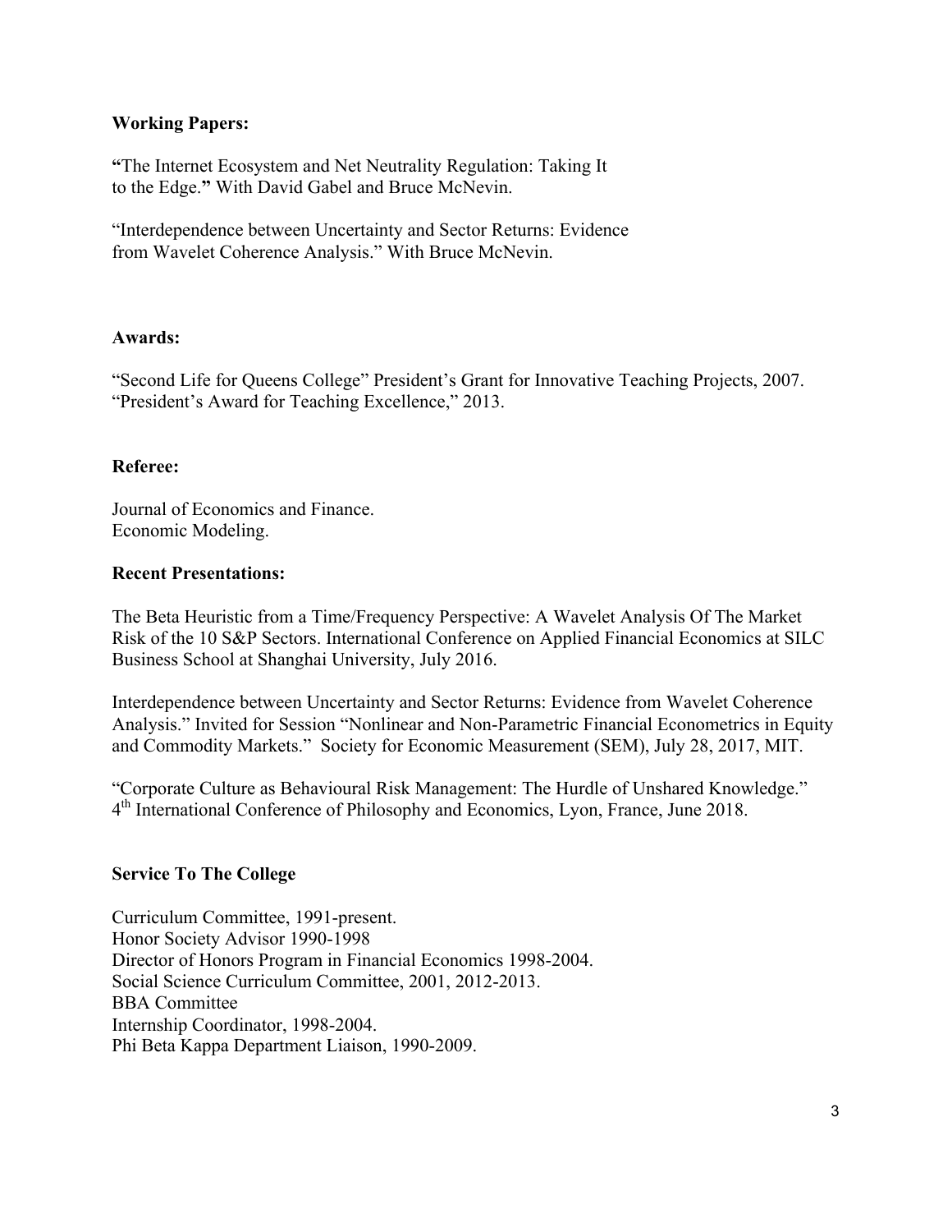**Working Papers:**

**"**The Internet Ecosystem and Net Neutrality Regulation: Taking It to the Edge.**"** With David Gabel and Bruce McNevin.

"Interdependence between Uncertainty and Sector Returns: Evidence from Wavelet Coherence Analysis." With Bruce McNevin.

**Awards:**

"Second Life for Queens College" President's Grant for Innovative Teaching Projects, 2007.
"President's Award for Teaching Excellence," 2013.

**Referee:**

Journal of Economics and Finance.
Economic Modeling.

**Recent Presentations:**

The Beta Heuristic from a Time/Frequency Perspective: A Wavelet Analysis Of The Market Risk of the 10 S&P Sectors. International Conference on Applied Financial Economics at SILC Business School at Shanghai University, July 2016.

Interdependence between Uncertainty and Sector Returns: Evidence from Wavelet Coherence Analysis." Invited for Session "Nonlinear and Non-Parametric Financial Econometrics in Equity and Commodity Markets." Society for Economic Measurement (SEM), July 28, 2017, MIT.

"Corporate Culture as Behavioural Risk Management: The Hurdle of Unshared Knowledge." 4th International Conference of Philosophy and Economics, Lyon, France, June 2018.

**Service To The College**

Curriculum Committee, 1991-present.
Honor Society Advisor 1990-1998
Director of Honors Program in Financial Economics 1998-2004.
Social Science Curriculum Committee, 2001, 2012-2013.
BBA Committee
Internship Coordinator, 1998-2004.
Phi Beta Kappa Department Liaison, 1990-2009.